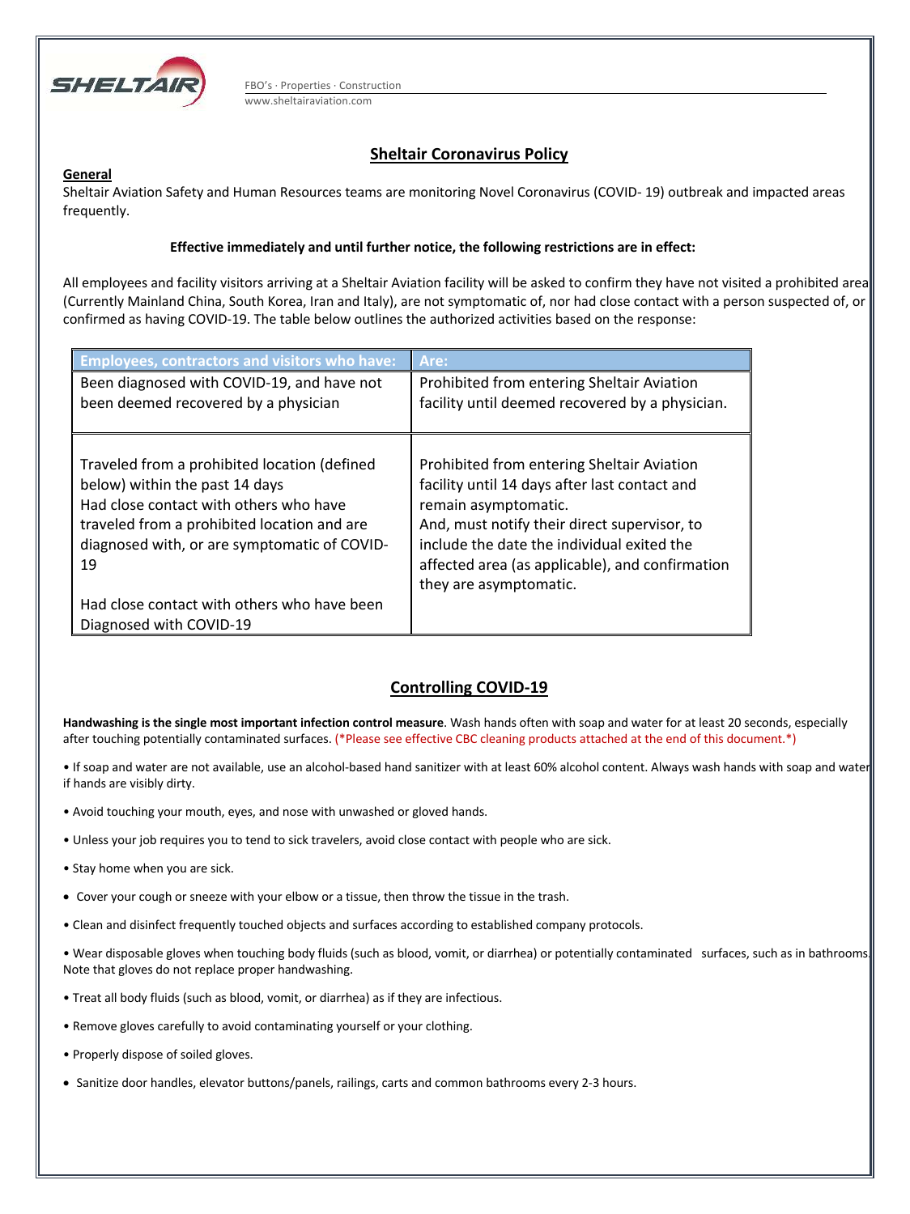SHELTAIR

FBO's · Properties · Construction
www.sheltairaviation.com

# Sheltair Coronavirus Policy

**General**

Sheltair Aviation Safety and Human Resources teams are monitoring Novel Coronavirus (COVID- 19) outbreak and impacted areas frequently.

**Effective immediately and until further notice, the following restrictions are in effect:**

All employees and facility visitors arriving at a Sheltair Aviation facility will be asked to confirm they have not visited a prohibited area (Currently Mainland China, South Korea, Iran and Italy), are not symptomatic of, nor had close contact with a person suspected of, or confirmed as having COVID-19. The table below outlines the authorized activities based on the response:

| Employees, contractors and visitors who have: | Are: |
|---|---|
| Been diagnosed with COVID-19, and have not been deemed recovered by a physician | Prohibited from entering Sheltair Aviation facility until deemed recovered by a physician. |
| Traveled from a prohibited location (defined below) within the past 14 days<br>Had close contact with others who have traveled from a prohibited location and are diagnosed with, or are symptomatic of COVID-19<br><br>Had close contact with others who have been Diagnosed with COVID-19 | Prohibited from entering Sheltair Aviation facility until 14 days after last contact and remain asymptomatic.<br>And, must notify their direct supervisor, to include the date the individual exited the affected area (as applicable), and confirmation they are asymptomatic. |

## Controlling COVID-19

**Handwashing is the single most important infection control measure**. Wash hands often with soap and water for at least 20 seconds, especially after touching potentially contaminated surfaces. (*Please see effective CBC cleaning products attached at the end of this document.*)

- If soap and water are not available, use an alcohol-based hand sanitizer with at least 60% alcohol content. Always wash hands with soap and water if hands are visibly dirty.
- Avoid touching your mouth, eyes, and nose with unwashed or gloved hands.
- Unless your job requires you to tend to sick travelers, avoid close contact with people who are sick.
- Stay home when you are sick.
- Cover your cough or sneeze with your elbow or a tissue, then throw the tissue in the trash.
- Clean and disinfect frequently touched objects and surfaces according to established company protocols.
- Wear disposable gloves when touching body fluids (such as blood, vomit, or diarrhea) or potentially contaminated surfaces, such as in bathrooms. Note that gloves do not replace proper handwashing.
- Treat all body fluids (such as blood, vomit, or diarrhea) as if they are infectious.
- Remove gloves carefully to avoid contaminating yourself or your clothing.
- Properly dispose of soiled gloves.
- Sanitize door handles, elevator buttons/panels, railings, carts and common bathrooms every 2-3 hours.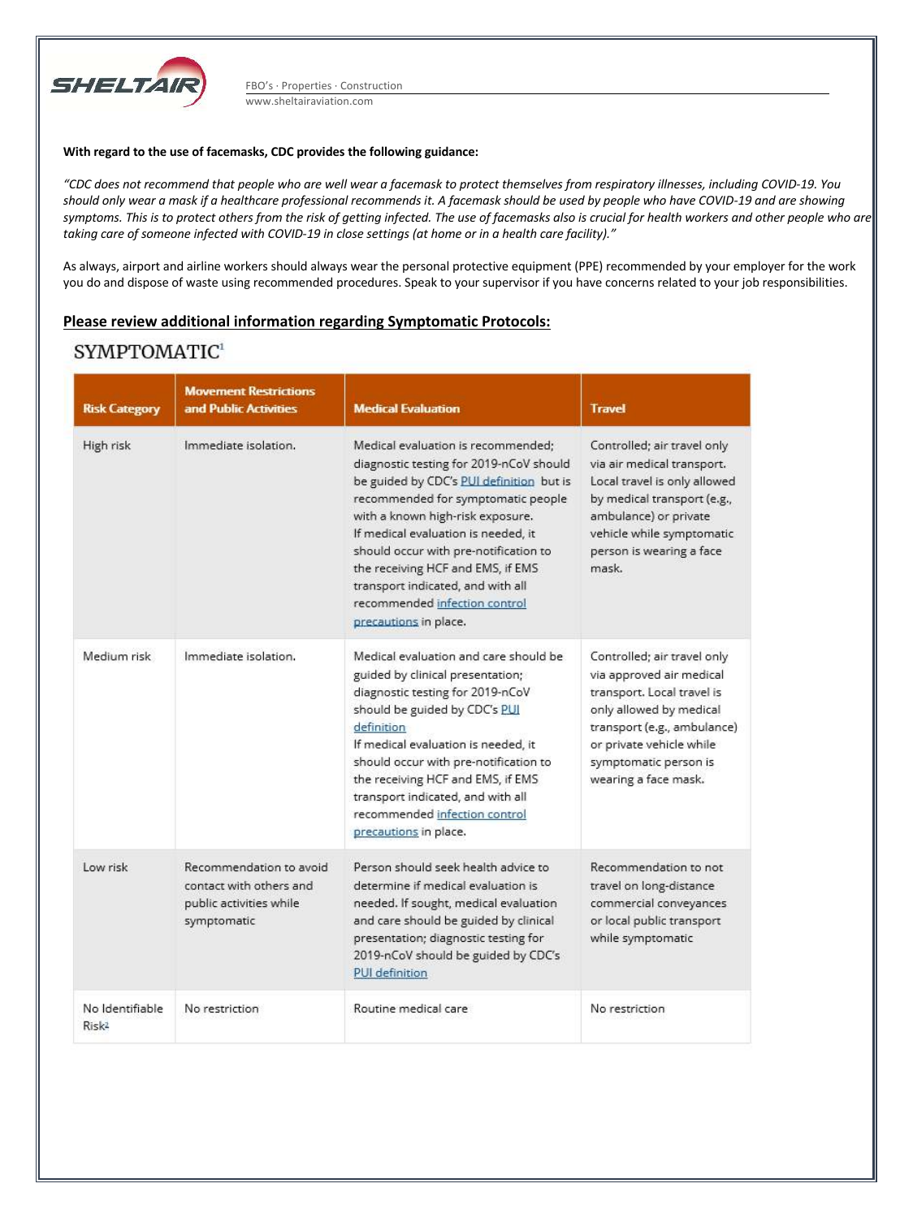**With regard to the use of facemasks, CDC provides the following guidance:**

*"CDC does not recommend that people who are well wear a facemask to protect themselves from respiratory illnesses, including COVID-19. You should only wear a mask if a healthcare professional recommends it. A facemask should be used by people who have COVID-19 and are showing symptoms. This is to protect others from the risk of getting infected. The use of facemasks also is crucial for health workers and other people who are taking care of someone infected with COVID-19 in close settings (at home or in a health care facility)."*

As always, airport and airline workers should always wear the personal protective equipment (PPE) recommended by your employer for the work you do and dispose of waste using recommended procedures. Speak to your supervisor if you have concerns related to your job responsibilities.

## Please review additional information regarding Symptomatic Protocols:

### SYMPTOMATIC[1]

| Risk Category | Movement Restrictions and Public Activities | Medical Evaluation | Travel |
|---|---|---|---|
| High risk | Immediate isolation. | Medical evaluation is recommended; diagnostic testing for 2019-nCoV should be guided by CDC's PUI definition but is recommended for symptomatic people with a known high-risk exposure. If medical evaluation is needed, it should occur with pre-notification to the receiving HCF and EMS, if EMS transport indicated, and with all recommended infection control precautions in place. | Controlled; air travel only via air medical transport. Local travel is only allowed by medical transport (e.g., ambulance) or private vehicle while symptomatic person is wearing a face mask. |
| Medium risk | Immediate isolation. | Medical evaluation and care should be guided by clinical presentation; diagnostic testing for 2019-nCoV should be guided by CDC's PUI definition If medical evaluation is needed, it should occur with pre-notification to the receiving HCF and EMS, if EMS transport indicated, and with all recommended infection control precautions in place. | Controlled; air travel only via approved air medical transport. Local travel is only allowed by medical transport (e.g., ambulance) or private vehicle while symptomatic person is wearing a face mask. |
| Low risk | Recommendation to avoid contact with others and public activities while symptomatic | Person should seek health advice to determine if medical evaluation is needed. If sought, medical evaluation and care should be guided by clinical presentation; diagnostic testing for 2019-nCoV should be guided by CDC's PUI definition | Recommendation to not travel on long-distance commercial conveyances or local public transport while symptomatic |
| No Identifiable Risk[2] | No restriction | Routine medical care | No restriction |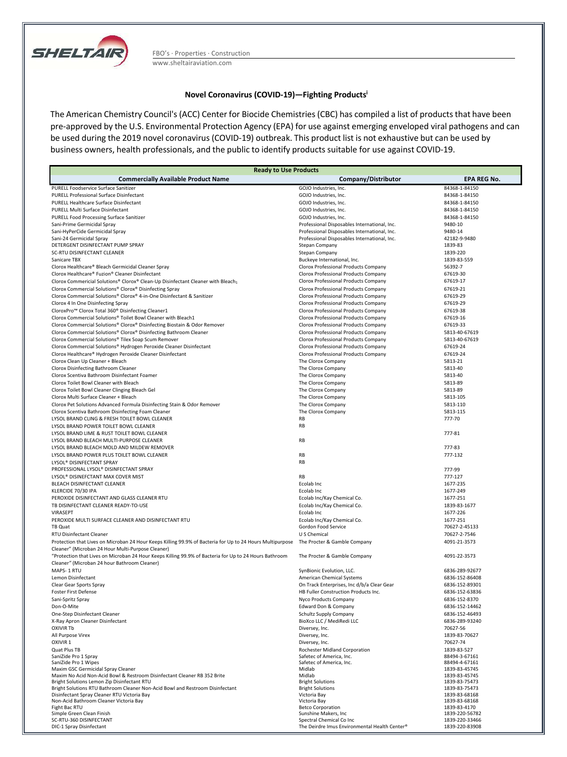### Novel Coronavirus (COVID-19)—Fighting Products[i]

The American Chemistry Council's (ACC) Center for Biocide Chemistries (CBC) has compiled a list of products that have been pre-approved by the U.S. Environmental Protection Agency (EPA) for use against emerging enveloped viral pathogens and can be used during the 2019 novel coronavirus (COVID-19) outbreak. This product list is not exhaustive but can be used by business owners, health professionals, and the public to identify products suitable for use against COVID-19.

| Ready to Use Products | | |
|---|---|---|
| **Commercially Available Product Name** | **Company/Distributor** | **EPA REG No.** |
| PURELL Foodservice Surface Sanitizer | GOJO Industries, Inc. | 84368-1-84150 |
| PURELL Professional Surface Disinfectant | GOJO Industries, Inc. | 84368-1-84150 |
| PURELL Healthcare Surface Disinfectant | GOJO Industries, Inc. | 84368-1-84150 |
| PURELL Multi Surface Disinfectant | GOJO Industries, Inc. | 84368-1-84150 |
| PURELL Food Processing Surface Sanitizer | GOJO Industries, Inc. | 84368-1-84150 |
| Sani-Prime Germicidal Spray | Professional Disposables International, Inc. | 9480-10 |
| Sani-HyPerCide Germicidal Spray | Professional Disposables International, Inc. | 9480-14 |
| Sani-24 Germicidal Spray | Professional Disposables International, Inc. | 42182-9-9480 |
| DETERGENT DISINFECTANT PUMP SPRAY | Stepan Company | 1839-83 |
| SC-RTU DISINFECTANT CLEANER | Stepan Company | 1839-220 |
| Sanicare TBX | Buckeye International, Inc. | 1839-83-559 |
| Clorox Healthcare® Bleach Germicidal Cleaner Spray | Clorox Professional Products Company | 56392-7 |
| Clorox Healthcare® Fuzion® Cleaner Disinfectant | Clorox Professional Products Company | 67619-30 |
| Clorox Commericial Solutions® Clorox® Clean-Up Disinfectant Cleaner with Bleach1 | Clorox Professional Products Company | 67619-17 |
| Clorox Commercial Solutions® Clorox® Disinfecting Spray | Clorox Professional Products Company | 67619-21 |
| Clorox Commercial Solutions® Clorox® 4-in-One Disinfectant & Sanitizer | Clorox Professional Products Company | 67619-29 |
| Clorox 4 In One Disinfecting Spray | Clorox Professional Products Company | 67619-29 |
| CloroxPro™ Clorox Total 360® Disinfecting Cleaner1 | Clorox Professional Products Company | 67619-38 |
| Clorox Commercial Solutions® Toilet Bowl Cleaner with Bleach1 | Clorox Professional Products Company | 67619-16 |
| Clorox Commercial Solutions® Clorox® Disinfecting Biostain & Odor Remover | Clorox Professional Products Company | 67619-33 |
| Clorox Commercial Solutions® Clorox® Disinfecting Bathroom Cleaner | Clorox Professional Products Company | 5813-40-67619 |
| Clorox Commercial Solutions® Tilex Soap Scum Remover | Clorox Professional Products Company | 5813-40-67619 |
| Clorox Commercial Solutions® Hydrogen Peroxide Cleaner Disinfectant | Clorox Professional Products Company | 67619-24 |
| Clorox Healthcare® Hydrogen Peroxide Cleaner Disinfectant | Clorox Professional Products Company | 67619-24 |
| Clorox Clean Up Cleaner + Bleach | The Clorox Company | 5813-21 |
| Clorox Disinfecting Bathroom Cleaner | The Clorox Company | 5813-40 |
| Clorox Scentiva Bathroom Disinfectant Foamer | The Clorox Company | 5813-40 |
| Clorox Toilet Bowl Cleaner with Bleach | The Clorox Company | 5813-89 |
| Clorox Toilet Bowl Cleaner Clinging Bleach Gel | The Clorox Company | 5813-89 |
| Clorox Multi Surface Cleaner + Bleach | The Clorox Company | 5813-105 |
| Clorox Pet Solutions Advanced Formula Disinfecting Stain & Odor Remover | The Clorox Company | 5813-110 |
| Clorox Scentiva Bathroom Disinfecting Foam Cleaner | The Clorox Company | 5813-115 |
| LYSOL BRAND CLING & FRESH TOILET BOWL CLEANER | RB | 777-70 |
| LYSOL BRAND POWER TOILET BOWL CLEANER | RB | |
| LYSOL BRAND LIME & RUST TOILET BOWL CLEANER | | 777-81 |
| LYSOL BRAND BLEACH MULTI-PURPOSE CLEANER | RB | |
| LYSOL BRAND BLEACH MOLD AND MILDEW REMOVER | | 777-83 |
| LYSOL BRAND POWER PLUS TOILET BOWL CLEANER | RB | 777-132 |
| LYSOL® DISINFECTANT SPRAY | RB | |
| PROFESSIONAL LYSOL® DISINFECTANT SPRAY | | 777-99 |
| LYSOL® DISINEFCTANT MAX COVER MIST | RB | 777-127 |
| BLEACH DISINFECTANT CLEANER | Ecolab Inc | 1677-235 |
| KLERCIDE 70/30 IPA | Ecolab Inc | 1677-249 |
| PEROXIDE DISINFECTANT AND GLASS CLEANER RTU | Ecolab Inc/Kay Chemical Co. | 1677-251 |
| TB DISINFECTANT CLEANER READY-TO-USE | Ecolab Inc/Kay Chemical Co. | 1839-83-1677 |
| VIRASEPT | Ecolab Inc | 1677-226 |
| PEROXIDE MULTI SURFACE CLEANER AND DISINFECTANT RTU | Ecolab Inc/Kay Chemical Co. | 1677-251 |
| TB Quat | Gordon Food Service | 70627-2-45133 |
| RTU Disinfectant Cleaner | U S Chemical | 70627-2-7546 |
| Protection that Lives on Microban 24 Hour Keeps Killing 99.9% of Bacteria for Up to 24 Hours Multipurpose Cleaner" (Microban 24 Hour Multi-Purpose Cleaner) | The Procter & Gamble Company | 4091-21-3573 |
| "Protection that Lives on Microban 24 Hour Keeps Killing 99.9% of Bacteria for Up to 24 Hours Bathroom Cleaner" (Microban 24 hour Bathroom Cleaner) | The Procter & Gamble Company | 4091-22-3573 |
| MAPS- 1 RTU | SynBionic Evolution, LLC. | 6836-289-92677 |
| Lemon Disinfectant | American Chemical Systems | 6836-152-86408 |
| Clear Gear Sports Spray | On Track Enterprises, Inc d/b/a Clear Gear | 6836-152-89301 |
| Foster First Defense | HB Fuller Construction Products Inc. | 6836-152-63836 |
| Sani-Spritz Spray | Nyco Products Company | 6836-152-8370 |
| Don-O-Mite | Edward Don & Company | 6836-152-14462 |
| One-Step Disinfectant Cleaner | Schultz Supply Company | 6836-152-46493 |
| X-Ray Apron Cleaner Disinfectant | BioXco LLC / MediRedi LLC | 6836-289-93240 |
| OXIVIR Tb | Diversey, Inc. | 70627-56 |
| All Purpose Virex | Diversey, Inc. | 1839-83-70627 |
| OXIVIR 1 | Diversey, Inc. | 70627-74 |
| Quat Plus TB | Rochester Midland Corporation | 1839-83-527 |
| SaniZide Pro 1 Spray | Safetec of America, Inc. | 88494-3-67161 |
| SaniZide Pro 1 Wipes | Safetec of America, Inc. | 88494-4-67161 |
| Maxim GSC Germicidal Spray Cleaner | Midlab | 1839-83-45745 |
| Maxim No Acid Non-Acid Bowl & Restroom Disinfectant Cleaner RB 352 Brite | Midlab | 1839-83-45745 |
| Bright Solutions Lemon Zip Disinfectant RTU | Bright Solutions | 1839-83-75473 |
| Bright Solutions RTU Bathroom Cleaner Non-Acid Bowl and Restroom Disinfectant | Bright Solutions | 1839-83-75473 |
| Disinfectant Spray Cleaner RTU Victoria Bay | Victoria Bay | 1839-83-68168 |
| Non-Acid Bathroom Cleaner Victoria Bay | Victoria Bay | 1839-83-68168 |
| Fight Bac RTU | Betco Corporation | 1839-83-4170 |
| Simple Green Clean Finish | Sunshine Makers, Inc | 1839-220-56782 |
| SC-RTU-360 DISINFECTANT | Spectral Chemical Co Inc | 1839-220-33466 |
| DIC-1 Spray Disinfectant | The Deirdre Imus Environmental Health Center® | 1839-220-83908 |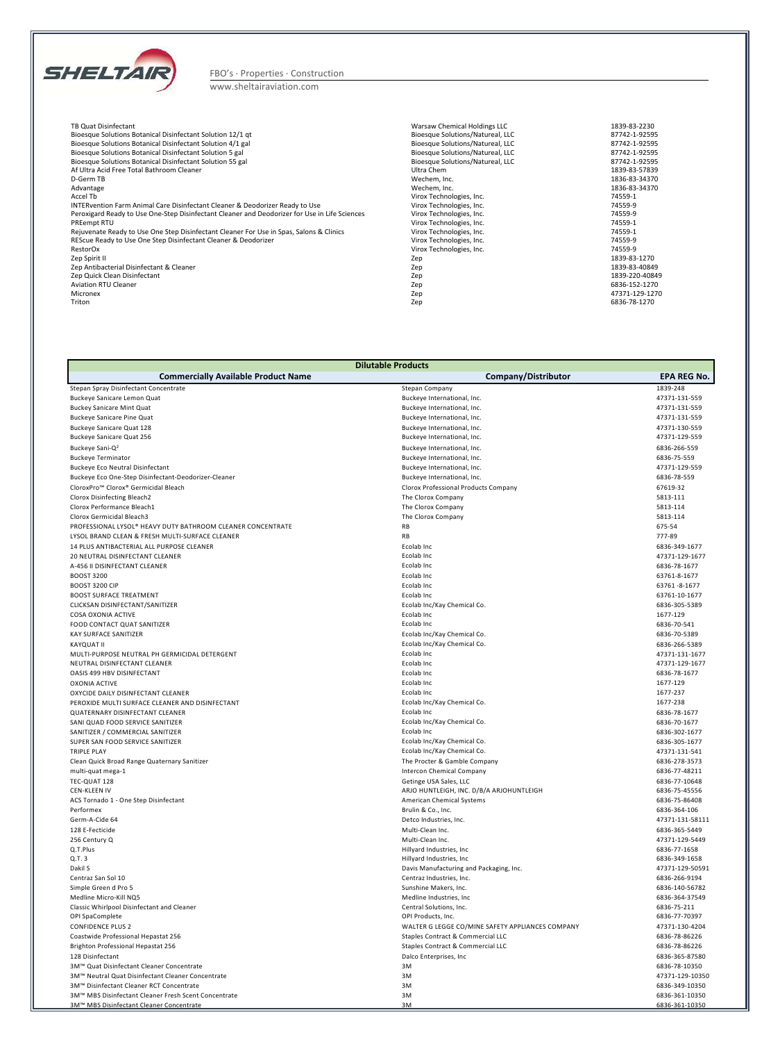FBO's · Properties · Construction
www.sheltairaviation.com

| | | |
|---|---|---|
| TB Quat Disinfectant | Warsaw Chemical Holdings LLC | 1839-83-2230 |
| Bioesque Solutions Botanical Disinfectant Solution 12/1 qt | Bioesque Solutions/Natureal, LLC | 87742-1-92595 |
| Bioesque Solutions Botanical Disinfectant Solution 4/1 gal | Bioesque Solutions/Natureal, LLC | 87742-1-92595 |
| Bioesque Solutions Botanical Disinfectant Solution 5 gal | Bioesque Solutions/Natureal, LLC | 87742-1-92595 |
| Bioesque Solutions Botanical Disinfectant Solution 55 gal | Bioesque Solutions/Natureal, LLC | 87742-1-92595 |
| Af Ultra Acid Free Total Bathroom Cleaner | Ultra Chem | 1839-83-57839 |
| D-Germ TB | Wechem, Inc. | 1836-83-34370 |
| Advantage | Wechem, Inc. | 1836-83-34370 |
| Accel Tb | Virox Technologies, Inc. | 74559-1 |
| INTERvention Farm Animal Care Disinfectant Cleaner & Deodorizer Ready to Use | Virox Technologies, Inc. | 74559-9 |
| Peroxigard Ready to Use One-Step Disinfectant Cleaner and Deodorizer for Use in Life Sciences | Virox Technologies, Inc. | 74559-9 |
| PREempt RTU | Virox Technologies, Inc. | 74559-1 |
| Rejuvenate Ready to Use One Step Disinfectant Cleaner For Use in Spas, Salons & Clinics | Virox Technologies, Inc. | 74559-1 |
| REScue Ready to Use One Step Disinfectant Cleaner & Deodorizer | Virox Technologies, Inc. | 74559-9 |
| RestorOx | Virox Technologies, Inc. | 74559-9 |
| Zep Spirit II | Zep | 1839-83-1270 |
| Zep Antibacterial Disinfectant & Cleaner | Zep | 1839-83-40849 |
| Zep Quick Clean Disinfectant | Zep | 1839-220-40849 |
| Aviation RTU Cleaner | Zep | 6836-152-1270 |
| Micronex | Zep | 47371-129-1270 |
| Triton | Zep | 6836-78-1270 |

| Dilutable Products | | |
|---|---|---|
| **Commercially Available Product Name** | **Company/Distributor** | **EPA REG No.** |
| Stepan Spray Disinfectant Concentrate | Stepan Company | 1839-248 |
| Buckeye Sanicare Lemon Quat | Buckeye International, Inc. | 47371-131-559 |
| Buckey Sanicare Mint Quat | Buckeye International, Inc. | 47371-131-559 |
| Buckeye Sanicare Pine Quat | Buckeye International, Inc. | 47371-131-559 |
| Buckeye Sanicare Quat 128 | Buckeye International, Inc. | 47371-130-559 |
| Buckeye Sanicare Quat 256 | Buckeye International, Inc. | 47371-129-559 |
| Buckeye Sani-Q² | Buckeye International, Inc. | 6836-266-559 |
| Buckeye Terminator | Buckeye International, Inc. | 6836-75-559 |
| Buckeye Eco Neutral Disinfectant | Buckeye International, Inc. | 47371-129-559 |
| Buckeye Eco One-Step Disinfectant-Deodorizer-Cleaner | Buckeye International, Inc. | 6836-78-559 |
| CloroxPro™ Clorox® Germicidal Bleach | Clorox Professional Products Company | 67619-32 |
| Clorox Disinfecting Bleach2 | The Clorox Company | 5813-111 |
| Clorox Performance Bleach1 | The Clorox Company | 5813-114 |
| Clorox Germicidal Bleach3 | The Clorox Company | 5813-114 |
| PROFESSIONAL LYSOL® HEAVY DUTY BATHROOM CLEANER CONCENTRATE | RB | 675-54 |
| LYSOL BRAND CLEAN & FRESH MULTI-SURFACE CLEANER | RB | 777-89 |
| 14 PLUS ANTIBACTERIAL ALL PURPOSE CLEANER | Ecolab Inc | 6836-349-1677 |
| 20 NEUTRAL DISINFECTANT CLEANER | Ecolab Inc | 47371-129-1677 |
| A-456 II DISINFECTANT CLEANER | Ecolab Inc | 6836-78-1677 |
| BOOST 3200 | Ecolab Inc | 63761-8-1677 |
| BOOST 3200 CIP | Ecolab Inc | 63761 -8-1677 |
| BOOST SURFACE TREATMENT | Ecolab Inc | 63761-10-1677 |
| CLICKSAN DISINFECTANT/SANITIZER | Ecolab Inc/Kay Chemical Co. | 6836-305-5389 |
| COSA OXONIA ACTIVE | Ecolab Inc | 1677-129 |
| FOOD CONTACT QUAT SANITIZER | Ecolab Inc | 6836-70-541 |
| KAY SURFACE SANITIZER | Ecolab Inc/Kay Chemical Co. | 6836-70-5389 |
| KAYQUAT II | Ecolab Inc/Kay Chemical Co. | 6836-266-5389 |
| MULTI-PURPOSE NEUTRAL PH GERMICIDAL DETERGENT | Ecolab Inc | 47371-131-1677 |
| NEUTRAL DISINFECTANT CLEANER | Ecolab Inc | 47371-129-1677 |
| OASIS 499 HBV DISINFECTANT | Ecolab Inc | 6836-78-1677 |
| OXONIA ACTIVE | Ecolab Inc | 1677-129 |
| OXYCIDE DAILY DISINFECTANT CLEANER | Ecolab Inc | 1677-237 |
| PEROXIDE MULTI SURFACE CLEANER AND DISINFECTANT | Ecolab Inc/Kay Chemical Co. | 1677-238 |
| QUATERNARY DISINFECTANT CLEANER | Ecolab Inc | 6836-78-1677 |
| SANI QUAD FOOD SERVICE SANITIZER | Ecolab Inc/Kay Chemical Co. | 6836-70-1677 |
| SANITIZER / COMMERCIAL SANITIZER | Ecolab Inc | 6836-302-1677 |
| SUPER SAN FOOD SERVICE SANITIZER | Ecolab Inc/Kay Chemical Co. | 6836-305-1677 |
| TRIPLE PLAY | Ecolab Inc/Kay Chemical Co. | 47371-131-541 |
| Clean Quick Broad Range Quaternary Sanitizer | The Procter & Gamble Company | 6836-278-3573 |
| multi-quat mega-1 | Intercon Chemical Company | 6836-77-48211 |
| TEC-QUAT 128 | Getinge USA Sales, LLC | 6836-77-10648 |
| CEN-KLEEN IV | ARJO HUNTLEIGH, INC. D/B/A ARJOHUNTLEIGH | 6836-75-45556 |
| ACS Tornado 1 - One Step Disinfectant | American Chemical Systems | 6836-75-86408 |
| Performex | Brulin & Co., Inc. | 6836-364-106 |
| Germ-A-Cide 64 | Detco Industries, Inc. | 47371-131-58111 |
| 128 E-Fecticide | Multi-Clean Inc. | 6836-365-5449 |
| 256 Century Q | Multi-Clean Inc. | 47371-129-5449 |
| Q.T.Plus | Hillyard Industries, Inc | 6836-77-1658 |
| Q.T. 3 | Hillyard Industries, Inc | 6836-349-1658 |
| Dakil S | Davis Manufacturing and Packaging, Inc. | 47371-129-50591 |
| Centraz San Sol 10 | Centraz Industries, Inc. | 6836-266-9194 |
| Simple Green d Pro 5 | Sunshine Makers, Inc. | 6836-140-56782 |
| Medline Micro-Kill NQ5 | Medline Industries, Inc | 6836-364-37549 |
| Classic Whirlpool Disinfectant and Cleaner | Central Solutions, Inc. | 6836-75-211 |
| OPI SpaComplete | OPI Products, Inc. | 6836-77-70397 |
| CONFIDENCE PLUS 2 | WALTER G LEGGE CO/MINE SAFETY APPLIANCES COMPANY | 47371-130-4204 |
| Coastwide Professional Hepastat 256 | Staples Contract & Commercial LLC | 6836-78-86226 |
| Brighton Professional Hepastat 256 | Staples Contract & Commercial LLC | 6836-78-86226 |
| 128 Disinfectant | Dalco Enterprises, Inc | 6836-365-87580 |
| 3M™ Quat Disinfectant Cleaner Concentrate | 3M | 6836-78-10350 |
| 3M™ Neutral Quat Disinfectant Cleaner Concentrate | 3M | 47371-129-10350 |
| 3M™ Disinfectant Cleaner RCT Concentrate | 3M | 6836-349-10350 |
| 3M™ MBS Disinfectant Cleaner Fresh Scent Concentrate | 3M | 6836-361-10350 |
| 3M™ MBS Disinfectant Cleaner Concentrate | 3M | 6836-361-10350 |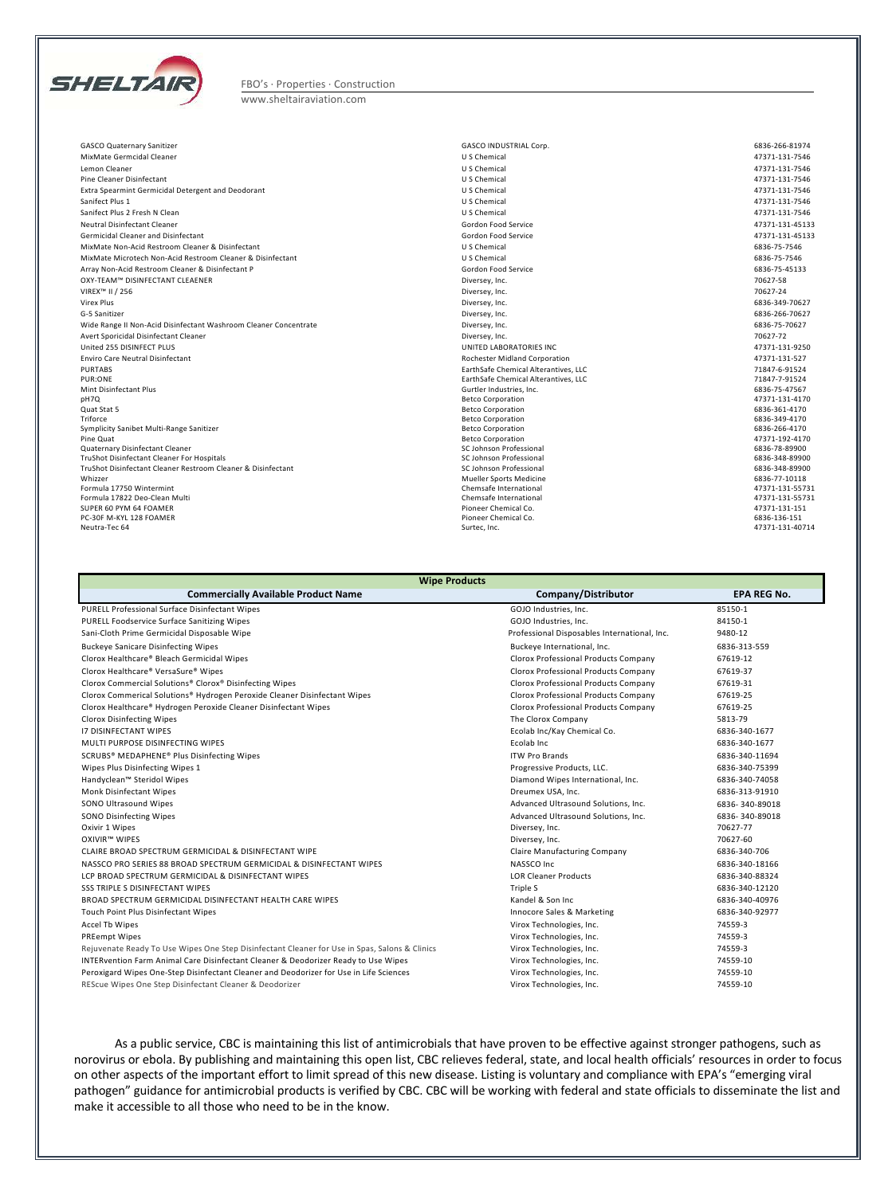| | | |
|---|---|---|
| GASCO Quaternary Sanitizer | GASCO INDUSTRIAL Corp. | 6836-266-81974 |
| MixMate Germcidal Cleaner | U S Chemical | 47371-131-7546 |
| Lemon Cleaner | U S Chemical | 47371-131-7546 |
| Pine Cleaner Disinfectant | U S Chemical | 47371-131-7546 |
| Extra Spearmint Germicidal Detergent and Deodorant | U S Chemical | 47371-131-7546 |
| Sanifect Plus 1 | U S Chemical | 47371-131-7546 |
| Sanifect Plus 2 Fresh N Clean | U S Chemical | 47371-131-7546 |
| Neutral Disinfectant Cleaner | Gordon Food Service | 47371-131-45133 |
| Germicidal Cleaner and Disinfectant | Gordon Food Service | 47371-131-45133 |
| MixMate Non-Acid Restroom Cleaner & Disinfectant | U S Chemical | 6836-75-7546 |
| MixMate Microtech Non-Acid Restroom Cleaner & Disinfectant | U S Chemical | 6836-75-7546 |
| Array Non-Acid Restroom Cleaner & Disinfectant P | Gordon Food Service | 6836-75-45133 |
| OXY-TEAM™ DISINFECTANT CLEAENER | Diversey, Inc. | 70627-58 |
| VIREX™ II / 256 | Diversey, Inc. | 70627-24 |
| Virex Plus | Diversey, Inc. | 6836-349-70627 |
| G-5 Sanitizer | Diversey, Inc. | 6836-266-70627 |
| Wide Range II Non-Acid Disinfectant Washroom Cleaner Concentrate | Diversey, Inc. | 6836-75-70627 |
| Avert Sporicidal Disinfectant Cleaner | Diversey, Inc. | 70627-72 |
| United 255 DISINFECT PLUS | UNITED LABORATORIES INC | 47371-131-9250 |
| Enviro Care Neutral Disinfectant | Rochester Midland Corporation | 47371-131-527 |
| PURTABS | EarthSafe Chemical Alterantives, LLC | 71847-6-91524 |
| PUR:ONE | EarthSafe Chemical Alterantives, LLC | 71847-7-91524 |
| Mint Disinfectant Plus | Gurtler Industries, Inc. | 6836-75-47567 |
| pH7Q | Betco Corporation | 47371-131-4170 |
| Quat Stat 5 | Betco Corporation | 6836-361-4170 |
| Triforce | Betco Corporation | 6836-349-4170 |
| Symplicity Sanibet Multi-Range Sanitizer | Betco Corporation | 6836-266-4170 |
| Pine Quat | Betco Corporation | 47371-192-4170 |
| Quaternary Disinfectant Cleaner | SC Johnson Professional | 6836-78-89900 |
| TruShot Disinfectant Cleaner For Hospitals | SC Johnson Professional | 6836-348-89900 |
| TruShot Disinfectant Cleaner Restroom Cleaner & Disinfectant | SC Johnson Professional | 6836-348-89900 |
| Whizzer | Mueller Sports Medicine | 6836-77-10118 |
| Formula 17750 Wintermint | Chemsafe International | 47371-131-55731 |
| Formula 17822 Deo-Clean Multi | Chemsafe International | 47371-131-55731 |
| SUPER 60 PYM 64 FOAMER | Pioneer Chemical Co. | 47371-131-151 |
| PC-30F M-KYL 128 FOAMER | Pioneer Chemical Co. | 6836-136-151 |
| Neutra-Tec 64 | Surtec, Inc. | 47371-131-40714 |

| Wipe Products | | |
|---|---|---|
| **Commercially Available Product Name** | **Company/Distributor** | **EPA REG No.** |
| PURELL Professional Surface Disinfectant Wipes | GOJO Industries, Inc. | 85150-1 |
| PURELL Foodservice Surface Sanitizing Wipes | GOJO Industries, Inc. | 84150-1 |
| Sani-Cloth Prime Germicidal Disposable Wipe | Professional Disposables International, Inc. | 9480-12 |
| Buckeye Sanicare Disinfecting Wipes | Buckeye International, Inc. | 6836-313-559 |
| Clorox Healthcare® Bleach Germicidal Wipes | Clorox Professional Products Company | 67619-12 |
| Clorox Healthcare® VersaSure® Wipes | Clorox Professional Products Company | 67619-37 |
| Clorox Commercial Solutions® Clorox® Disinfecting Wipes | Clorox Professional Products Company | 67619-31 |
| Clorox Commerical Solutions® Hydrogen Peroxide Cleaner Disinfectant Wipes | Clorox Professional Products Company | 67619-25 |
| Clorox Healthcare® Hydrogen Peroxide Cleaner Disinfectant Wipes | Clorox Professional Products Company | 67619-25 |
| Clorox Disinfecting Wipes | The Clorox Company | 5813-79 |
| I7 DISINFECTANT WIPES | Ecolab Inc/Kay Chemical Co. | 6836-340-1677 |
| MULTI PURPOSE DISINFECTING WIPES | Ecolab Inc | 6836-340-1677 |
| SCRUBS® MEDAPHENE® Plus Disinfecting Wipes | ITW Pro Brands | 6836-340-11694 |
| Wipes Plus Disinfecting Wipes 1 | Progressive Products, LLC. | 6836-340-75399 |
| Handyclean™ Steridol Wipes | Diamond Wipes International, Inc. | 6836-340-74058 |
| Monk Disinfectant Wipes | Dreumex USA, Inc. | 6836-313-91910 |
| SONO Ultrasound Wipes | Advanced Ultrasound Solutions, Inc. | 6836- 340-89018 |
| SONO Disinfecting Wipes | Advanced Ultrasound Solutions, Inc. | 6836- 340-89018 |
| Oxivir 1 Wipes | Diversey, Inc. | 70627-77 |
| OXIVIR™ WIPES | Diversey, Inc. | 70627-60 |
| CLAIRE BROAD SPECTRUM GERMICIDAL & DISINFECTANT WIPE | Claire Manufacturing Company | 6836-340-706 |
| NASSCO PRO SERIES 88 BROAD SPECTRUM GERMICIDAL & DISINFECTANT WIPES | NASSCO Inc | 6836-340-18166 |
| LCP BROAD SPECTRUM GERMICIDAL & DISINFECTANT WIPES | LOR Cleaner Products | 6836-340-88324 |
| SSS TRIPLE S DISINFECTANT WIPES | Triple S | 6836-340-12120 |
| BROAD SPECTRUM GERMICIDAL DISINFECTANT HEALTH CARE WIPES | Kandel & Son Inc | 6836-340-40976 |
| Touch Point Plus Disinfectant Wipes | Innocore Sales & Marketing | 6836-340-92977 |
| Accel Tb Wipes | Virox Technologies, Inc. | 74559-3 |
| PREempt Wipes | Virox Technologies, Inc. | 74559-3 |
| Rejuvenate Ready To Use Wipes One Step Disinfectant Cleaner for Use in Spas, Salons & Clinics | Virox Technologies, Inc. | 74559-3 |
| INTERvention Farm Animal Care Disinfectant Cleaner & Deodorizer Ready to Use Wipes | Virox Technologies, Inc. | 74559-10 |
| Peroxigard Wipes One-Step Disinfectant Cleaner and Deodorizer for Use in Life Sciences | Virox Technologies, Inc. | 74559-10 |
| REScue Wipes One Step Disinfectant Cleaner & Deodorizer | Virox Technologies, Inc. | 74559-10 |

As a public service, CBC is maintaining this list of antimicrobials that have proven to be effective against stronger pathogens, such as norovirus or ebola. By publishing and maintaining this open list, CBC relieves federal, state, and local health officials' resources in order to focus on other aspects of the important effort to limit spread of this new disease. Listing is voluntary and compliance with EPA's "emerging viral pathogen" guidance for antimicrobial products is verified by CBC. CBC will be working with federal and state officials to disseminate the list and make it accessible to all those who need to be in the know.